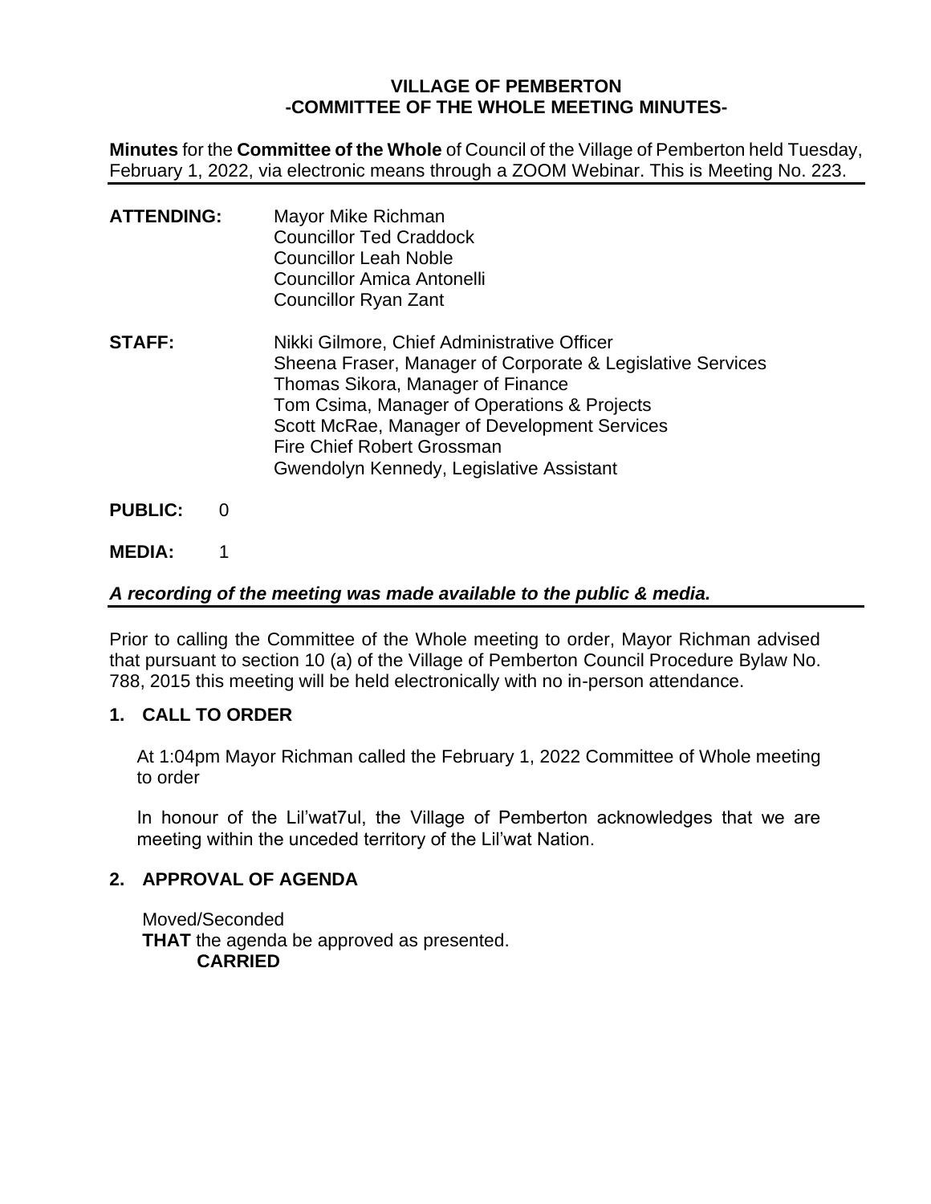**VILLAGE OF PEMBERTON**
**-COMMITTEE OF THE WHOLE MEETING MINUTES-**

**Minutes** for the **Committee of the Whole** of Council of the Village of Pemberton held Tuesday, February 1, 2022, via electronic means through a ZOOM Webinar. This is Meeting No. 223.

---

**ATTENDING:**
Mayor Mike Richman
Councillor Ted Craddock
Councillor Leah Noble
Councillor Amica Antonelli
Councillor Ryan Zant

**STAFF:**
Nikki Gilmore, Chief Administrative Officer
Sheena Fraser, Manager of Corporate & Legislative Services
Thomas Sikora, Manager of Finance
Tom Csima, Manager of Operations & Projects
Scott McRae, Manager of Development Services
Fire Chief Robert Grossman
Gwendolyn Kennedy, Legislative Assistant

**PUBLIC:** 0

**MEDIA:** 1

***A recording of the meeting was made available to the public & media.***

---

Prior to calling the Committee of the Whole meeting to order, Mayor Richman advised that pursuant to section 10 (a) of the Village of Pemberton Council Procedure Bylaw No. 788, 2015 this meeting will be held electronically with no in-person attendance.

## 1. CALL TO ORDER

At 1:04pm Mayor Richman called the February 1, 2022 Committee of Whole meeting to order

In honour of the Lil'wat7ul, the Village of Pemberton acknowledges that we are meeting within the unceded territory of the Lil'wat Nation.

## 2. APPROVAL OF AGENDA

Moved/Seconded
**THAT** the agenda be approved as presented.
**CARRIED**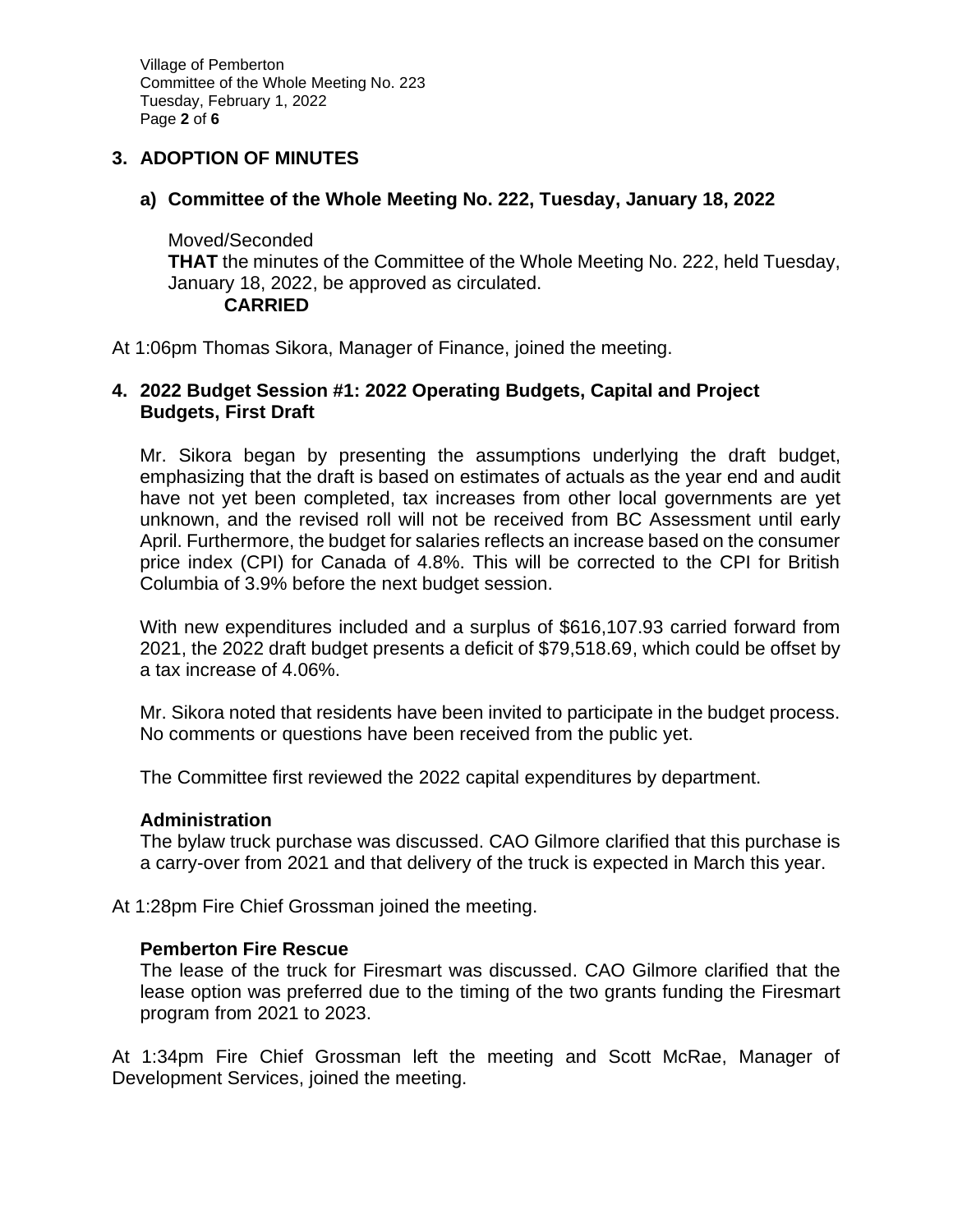## 3. ADOPTION OF MINUTES

### a) Committee of the Whole Meeting No. 222, Tuesday, January 18, 2022

Moved/Seconded
**THAT** the minutes of the Committee of the Whole Meeting No. 222, held Tuesday, January 18, 2022, be approved as circulated.
**CARRIED**

At 1:06pm Thomas Sikora, Manager of Finance, joined the meeting.

## 4. 2022 Budget Session #1: 2022 Operating Budgets, Capital and Project Budgets, First Draft

Mr. Sikora began by presenting the assumptions underlying the draft budget, emphasizing that the draft is based on estimates of actuals as the year end and audit have not yet been completed, tax increases from other local governments are yet unknown, and the revised roll will not be received from BC Assessment until early April. Furthermore, the budget for salaries reflects an increase based on the consumer price index (CPI) for Canada of 4.8%. This will be corrected to the CPI for British Columbia of 3.9% before the next budget session.

With new expenditures included and a surplus of $616,107.93 carried forward from 2021, the 2022 draft budget presents a deficit of $79,518.69, which could be offset by a tax increase of 4.06%.

Mr. Sikora noted that residents have been invited to participate in the budget process. No comments or questions have been received from the public yet.

The Committee first reviewed the 2022 capital expenditures by department.

**Administration**
The bylaw truck purchase was discussed. CAO Gilmore clarified that this purchase is a carry-over from 2021 and that delivery of the truck is expected in March this year.

At 1:28pm Fire Chief Grossman joined the meeting.

**Pemberton Fire Rescue**
The lease of the truck for Firesmart was discussed. CAO Gilmore clarified that the lease option was preferred due to the timing of the two grants funding the Firesmart program from 2021 to 2023.

At 1:34pm Fire Chief Grossman left the meeting and Scott McRae, Manager of Development Services, joined the meeting.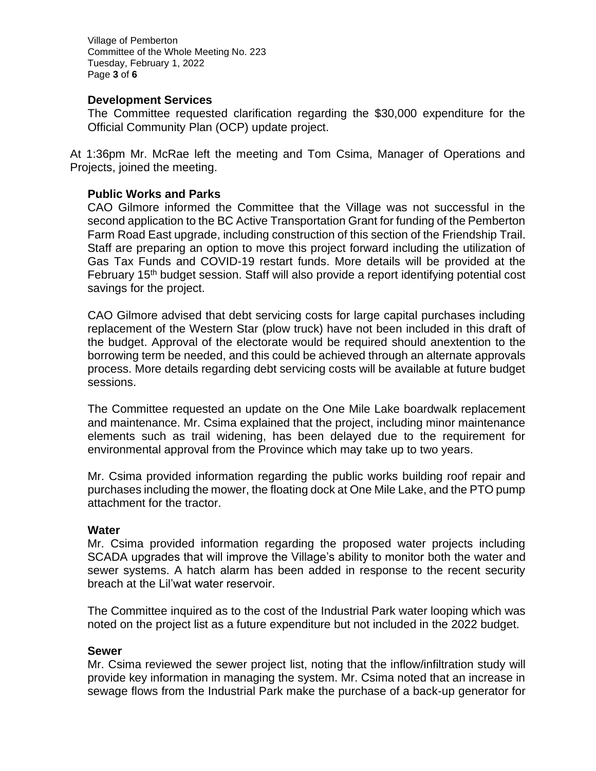### Development Services

The Committee requested clarification regarding the $30,000 expenditure for the Official Community Plan (OCP) update project.

At 1:36pm Mr. McRae left the meeting and Tom Csima, Manager of Operations and Projects, joined the meeting.

### Public Works and Parks

CAO Gilmore informed the Committee that the Village was not successful in the second application to the BC Active Transportation Grant for funding of the Pemberton Farm Road East upgrade, including construction of this section of the Friendship Trail. Staff are preparing an option to move this project forward including the utilization of Gas Tax Funds and COVID-19 restart funds. More details will be provided at the February 15th budget session. Staff will also provide a report identifying potential cost savings for the project.

CAO Gilmore advised that debt servicing costs for large capital purchases including replacement of the Western Star (plow truck) have not been included in this draft of the budget. Approval of the electorate would be required should anextention to the borrowing term be needed, and this could be achieved through an alternate approvals process. More details regarding debt servicing costs will be available at future budget sessions.

The Committee requested an update on the One Mile Lake boardwalk replacement and maintenance. Mr. Csima explained that the project, including minor maintenance elements such as trail widening, has been delayed due to the requirement for environmental approval from the Province which may take up to two years.

Mr. Csima provided information regarding the public works building roof repair and purchases including the mower, the floating dock at One Mile Lake, and the PTO pump attachment for the tractor.

### Water

Mr. Csima provided information regarding the proposed water projects including SCADA upgrades that will improve the Village's ability to monitor both the water and sewer systems. A hatch alarm has been added in response to the recent security breach at the Lil'wat water reservoir.

The Committee inquired as to the cost of the Industrial Park water looping which was noted on the project list as a future expenditure but not included in the 2022 budget.

### Sewer

Mr. Csima reviewed the sewer project list, noting that the inflow/infiltration study will provide key information in managing the system. Mr. Csima noted that an increase in sewage flows from the Industrial Park make the purchase of a back-up generator for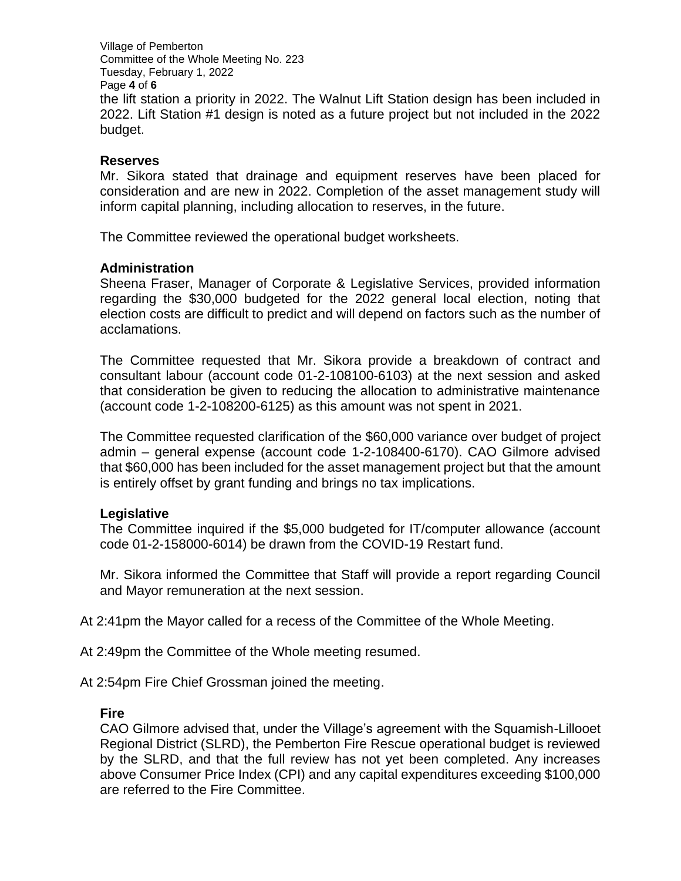the lift station a priority in 2022. The Walnut Lift Station design has been included in 2022. Lift Station #1 design is noted as a future project but not included in the 2022 budget.

### Reserves

Mr. Sikora stated that drainage and equipment reserves have been placed for consideration and are new in 2022. Completion of the asset management study will inform capital planning, including allocation to reserves, in the future.

The Committee reviewed the operational budget worksheets.

### Administration

Sheena Fraser, Manager of Corporate & Legislative Services, provided information regarding the $30,000 budgeted for the 2022 general local election, noting that election costs are difficult to predict and will depend on factors such as the number of acclamations.

The Committee requested that Mr. Sikora provide a breakdown of contract and consultant labour (account code 01-2-108100-6103) at the next session and asked that consideration be given to reducing the allocation to administrative maintenance (account code 1-2-108200-6125) as this amount was not spent in 2021.

The Committee requested clarification of the $60,000 variance over budget of project admin – general expense (account code 1-2-108400-6170). CAO Gilmore advised that $60,000 has been included for the asset management project but that the amount is entirely offset by grant funding and brings no tax implications.

### Legislative

The Committee inquired if the $5,000 budgeted for IT/computer allowance (account code 01-2-158000-6014) be drawn from the COVID-19 Restart fund.

Mr. Sikora informed the Committee that Staff will provide a report regarding Council and Mayor remuneration at the next session.

At 2:41pm the Mayor called for a recess of the Committee of the Whole Meeting.

At 2:49pm the Committee of the Whole meeting resumed.

At 2:54pm Fire Chief Grossman joined the meeting.

### Fire

CAO Gilmore advised that, under the Village's agreement with the Squamish-Lillooet Regional District (SLRD), the Pemberton Fire Rescue operational budget is reviewed by the SLRD, and that the full review has not yet been completed. Any increases above Consumer Price Index (CPI) and any capital expenditures exceeding $100,000 are referred to the Fire Committee.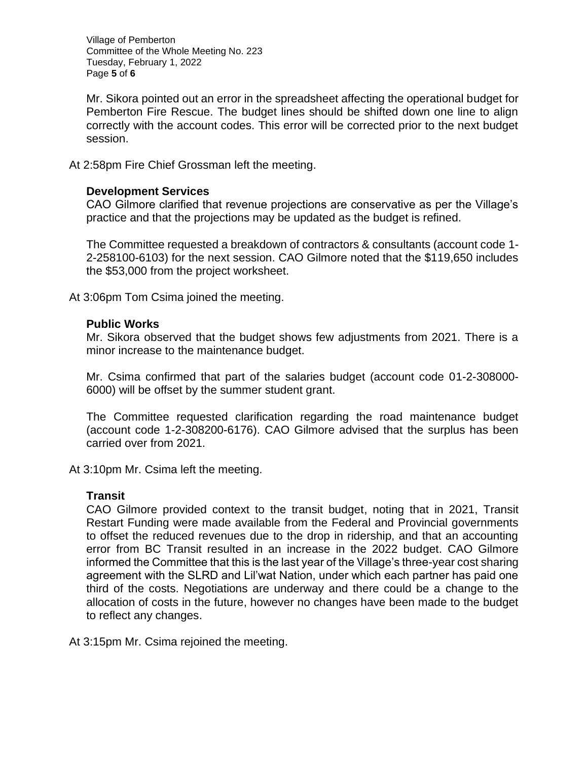Mr. Sikora pointed out an error in the spreadsheet affecting the operational budget for Pemberton Fire Rescue. The budget lines should be shifted down one line to align correctly with the account codes. This error will be corrected prior to the next budget session.

At 2:58pm Fire Chief Grossman left the meeting.

**Development Services**

CAO Gilmore clarified that revenue projections are conservative as per the Village's practice and that the projections may be updated as the budget is refined.

The Committee requested a breakdown of contractors & consultants (account code 1-2-258100-6103) for the next session. CAO Gilmore noted that the $119,650 includes the $53,000 from the project worksheet.

At 3:06pm Tom Csima joined the meeting.

**Public Works**

Mr. Sikora observed that the budget shows few adjustments from 2021. There is a minor increase to the maintenance budget.

Mr. Csima confirmed that part of the salaries budget (account code 01-2-308000-6000) will be offset by the summer student grant.

The Committee requested clarification regarding the road maintenance budget (account code 1-2-308200-6176). CAO Gilmore advised that the surplus has been carried over from 2021.

At 3:10pm Mr. Csima left the meeting.

**Transit**

CAO Gilmore provided context to the transit budget, noting that in 2021, Transit Restart Funding were made available from the Federal and Provincial governments to offset the reduced revenues due to the drop in ridership, and that an accounting error from BC Transit resulted in an increase in the 2022 budget. CAO Gilmore informed the Committee that this is the last year of the Village's three-year cost sharing agreement with the SLRD and Lil'wat Nation, under which each partner has paid one third of the costs. Negotiations are underway and there could be a change to the allocation of costs in the future, however no changes have been made to the budget to reflect any changes.

At 3:15pm Mr. Csima rejoined the meeting.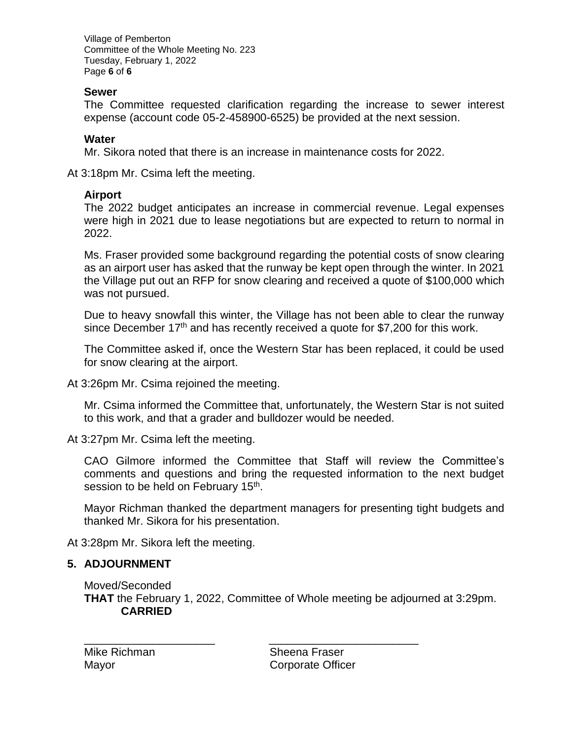### Sewer

The Committee requested clarification regarding the increase to sewer interest expense (account code 05-2-458900-6525) be provided at the next session.

### Water

Mr. Sikora noted that there is an increase in maintenance costs for 2022.

At 3:18pm Mr. Csima left the meeting.

### Airport

The 2022 budget anticipates an increase in commercial revenue. Legal expenses were high in 2021 due to lease negotiations but are expected to return to normal in 2022.

Ms. Fraser provided some background regarding the potential costs of snow clearing as an airport user has asked that the runway be kept open through the winter. In 2021 the Village put out an RFP for snow clearing and received a quote of $100,000 which was not pursued.

Due to heavy snowfall this winter, the Village has not been able to clear the runway since December 17th and has recently received a quote for $7,200 for this work.

The Committee asked if, once the Western Star has been replaced, it could be used for snow clearing at the airport.

At 3:26pm Mr. Csima rejoined the meeting.

Mr. Csima informed the Committee that, unfortunately, the Western Star is not suited to this work, and that a grader and bulldozer would be needed.

At 3:27pm Mr. Csima left the meeting.

CAO Gilmore informed the Committee that Staff will review the Committee's comments and questions and bring the requested information to the next budget session to be held on February 15th.

Mayor Richman thanked the department managers for presenting tight budgets and thanked Mr. Sikora for his presentation.

At 3:28pm Mr. Sikora left the meeting.

## 5. ADJOURNMENT

Moved/Seconded
**THAT** the February 1, 2022, Committee of Whole meeting be adjourned at 3:29pm.
**CARRIED**

______________________ ________________________
Mike Richman Sheena Fraser
Mayor Corporate Officer